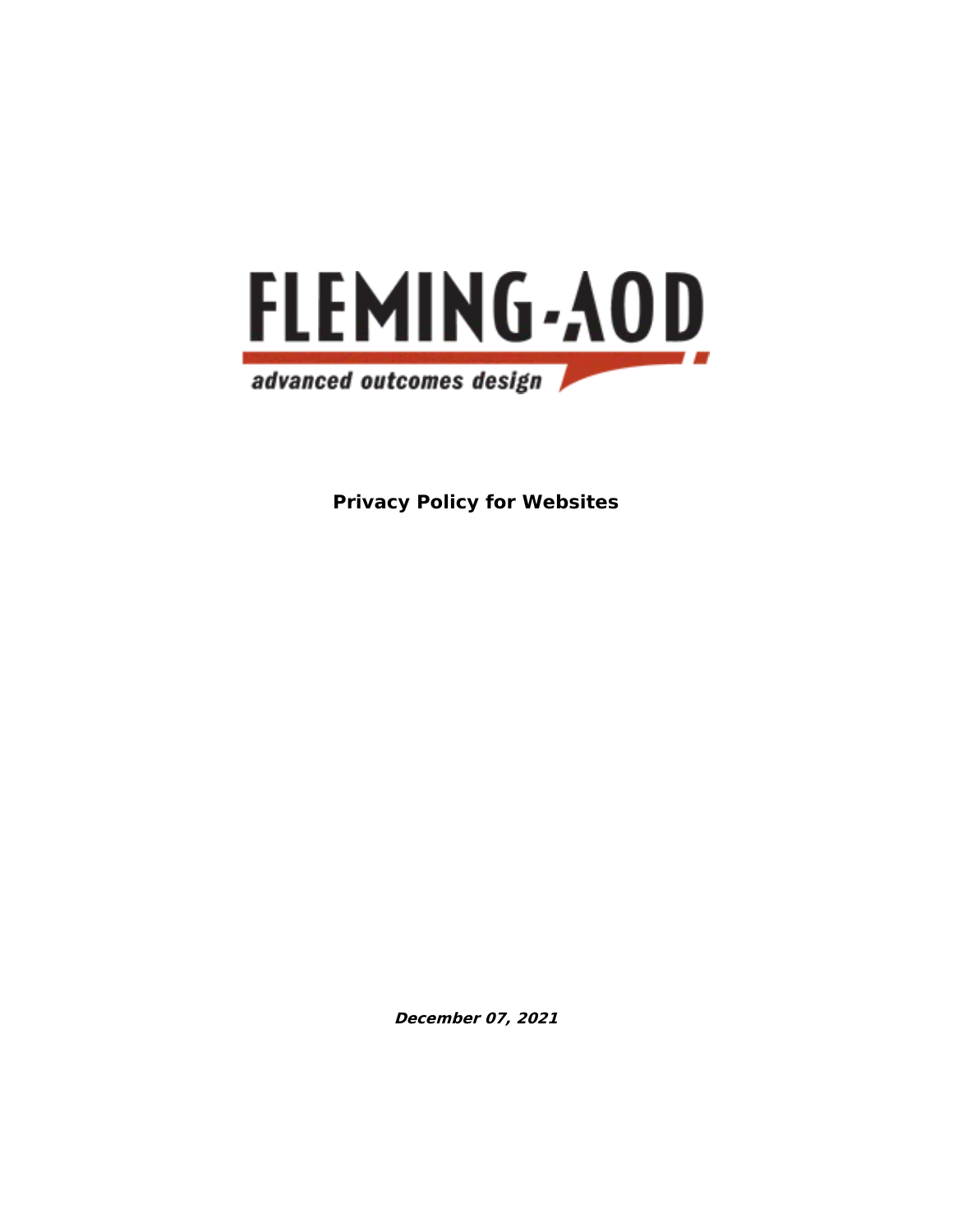FLEMING-AOD

advanced outcomes design

**Privacy Policy for Websites**

***December 07, 2021***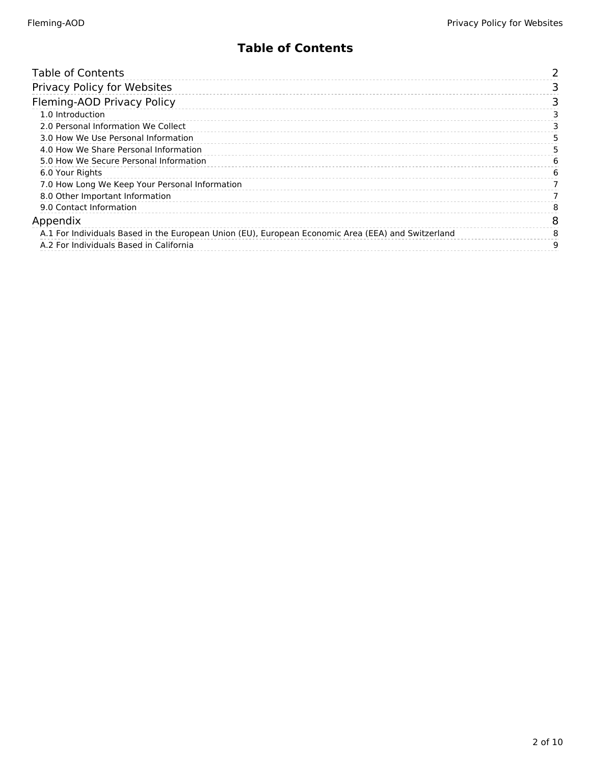# Table of Contents

- Table of Contents 2
- Privacy Policy for Websites 3
- Fleming-AOD Privacy Policy 3
  - 1.0 Introduction 3
  - 2.0 Personal Information We Collect 3
  - 3.0 How We Use Personal Information 5
  - 4.0 How We Share Personal Information 5
  - 5.0 How We Secure Personal Information 6
  - 6.0 Your Rights 6
  - 7.0 How Long We Keep Your Personal Information 7
  - 8.0 Other Important Information 7
  - 9.0 Contact Information 8
- Appendix 8
  - A.1 For Individuals Based in the European Union (EU), European Economic Area (EEA) and Switzerland 8
  - A.2 For Individuals Based in California 9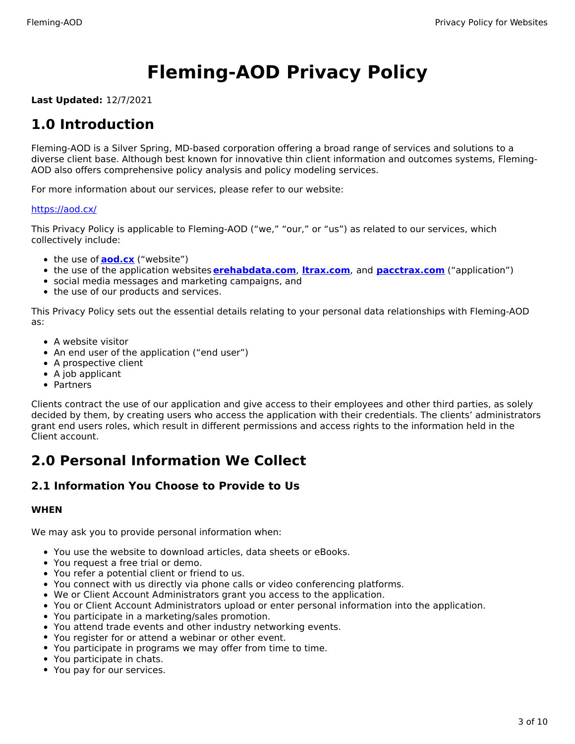# Fleming-AOD Privacy Policy

**Last Updated:** 12/7/2021

## 1.0 Introduction

Fleming-AOD is a Silver Spring, MD-based corporation offering a broad range of services and solutions to a diverse client base. Although best known for innovative thin client information and outcomes systems, Fleming-AOD also offers comprehensive policy analysis and policy modeling services.

For more information about our services, please refer to our website:

https://aod.cx/

This Privacy Policy is applicable to Fleming-AOD ("we," "our," or "us") as related to our services, which collectively include:

- the use of **aod.cx** ("website")
- the use of the application websites **erehabdata.com**, **ltrax.com**, and **pacctrax.com** ("application")
- social media messages and marketing campaigns, and
- the use of our products and services.

This Privacy Policy sets out the essential details relating to your personal data relationships with Fleming-AOD as:

- A website visitor
- An end user of the application ("end user")
- A prospective client
- A job applicant
- Partners

Clients contract the use of our application and give access to their employees and other third parties, as solely decided by them, by creating users who access the application with their credentials. The clients' administrators grant end users roles, which result in different permissions and access rights to the information held in the Client account.

## 2.0 Personal Information We Collect

### 2.1 Information You Choose to Provide to Us

**WHEN**

We may ask you to provide personal information when:

- You use the website to download articles, data sheets or eBooks.
- You request a free trial or demo.
- You refer a potential client or friend to us.
- You connect with us directly via phone calls or video conferencing platforms.
- We or Client Account Administrators grant you access to the application.
- You or Client Account Administrators upload or enter personal information into the application.
- You participate in a marketing/sales promotion.
- You attend trade events and other industry networking events.
- You register for or attend a webinar or other event.
- You participate in programs we may offer from time to time.
- You participate in chats.
- You pay for our services.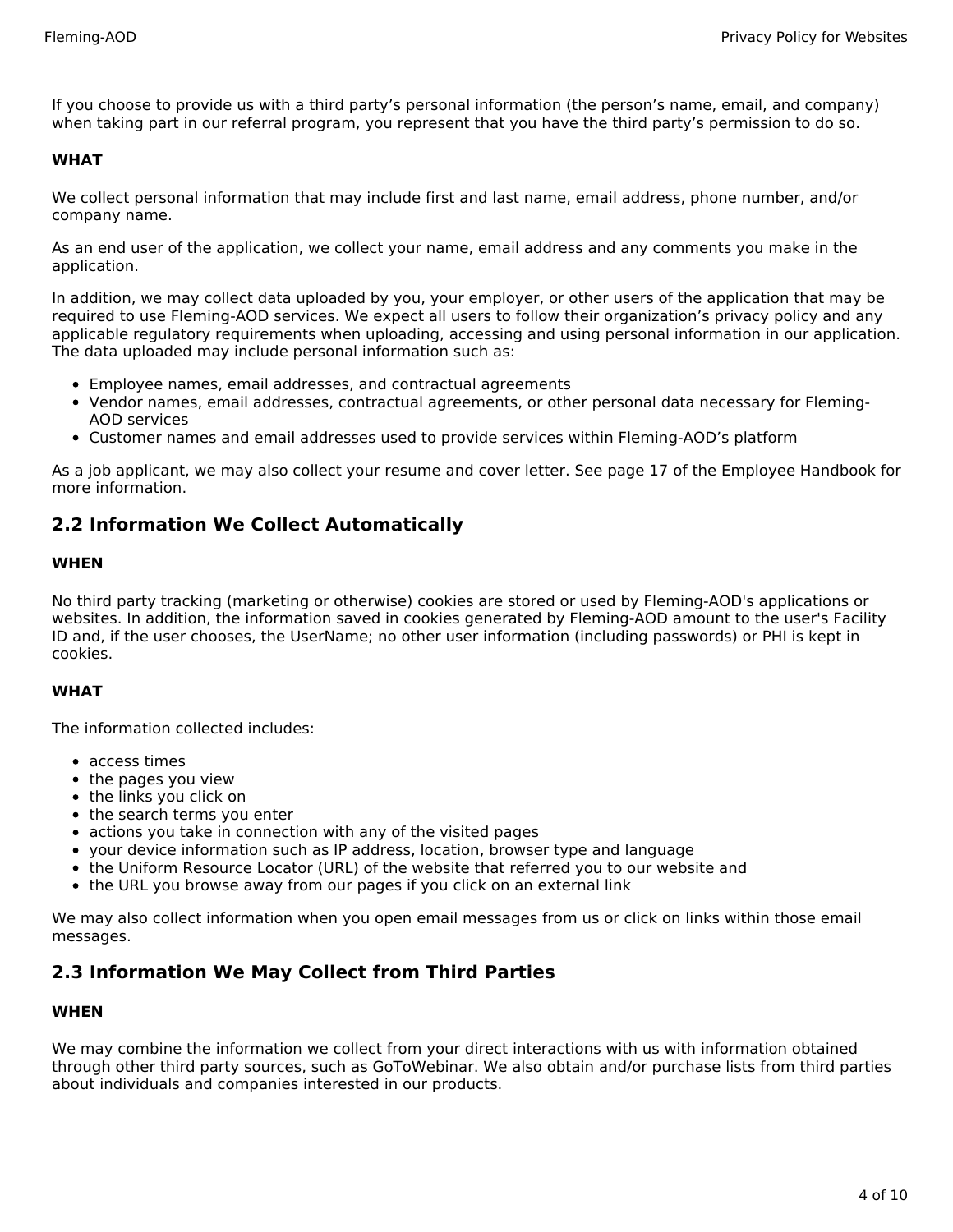If you choose to provide us with a third party's personal information (the person's name, email, and company) when taking part in our referral program, you represent that you have the third party's permission to do so.

**WHAT**

We collect personal information that may include first and last name, email address, phone number, and/or company name.

As an end user of the application, we collect your name, email address and any comments you make in the application.

In addition, we may collect data uploaded by you, your employer, or other users of the application that may be required to use Fleming-AOD services. We expect all users to follow their organization's privacy policy and any applicable regulatory requirements when uploading, accessing and using personal information in our application. The data uploaded may include personal information such as:

- Employee names, email addresses, and contractual agreements
- Vendor names, email addresses, contractual agreements, or other personal data necessary for Fleming-AOD services
- Customer names and email addresses used to provide services within Fleming-AOD's platform

As a job applicant, we may also collect your resume and cover letter. See page 17 of the Employee Handbook for more information.

## 2.2 Information We Collect Automatically

**WHEN**

No third party tracking (marketing or otherwise) cookies are stored or used by Fleming-AOD's applications or websites. In addition, the information saved in cookies generated by Fleming-AOD amount to the user's Facility ID and, if the user chooses, the UserName; no other user information (including passwords) or PHI is kept in cookies.

**WHAT**

The information collected includes:

- access times
- the pages you view
- the links you click on
- the search terms you enter
- actions you take in connection with any of the visited pages
- your device information such as IP address, location, browser type and language
- the Uniform Resource Locator (URL) of the website that referred you to our website and
- the URL you browse away from our pages if you click on an external link

We may also collect information when you open email messages from us or click on links within those email messages.

## 2.3 Information We May Collect from Third Parties

**WHEN**

We may combine the information we collect from your direct interactions with us with information obtained through other third party sources, such as GoToWebinar. We also obtain and/or purchase lists from third parties about individuals and companies interested in our products.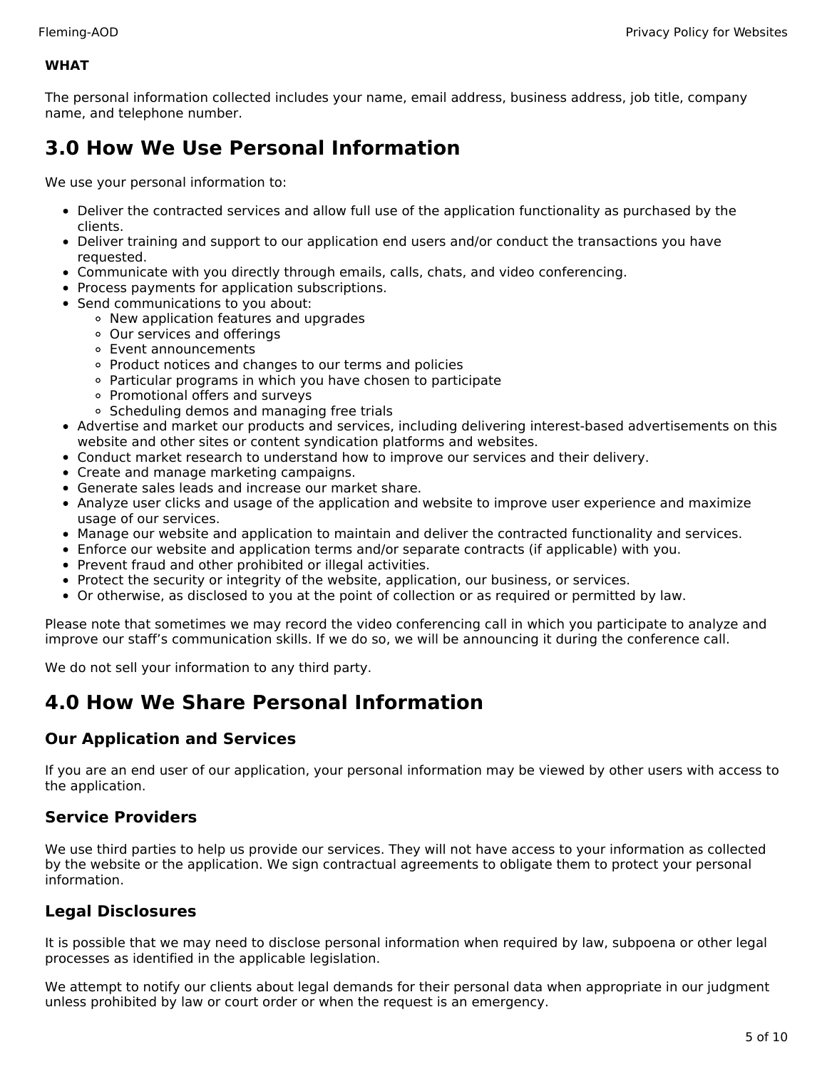**WHAT**

The personal information collected includes your name, email address, business address, job title, company name, and telephone number.

# 3.0 How We Use Personal Information

We use your personal information to:

- Deliver the contracted services and allow full use of the application functionality as purchased by the clients.
- Deliver training and support to our application end users and/or conduct the transactions you have requested.
- Communicate with you directly through emails, calls, chats, and video conferencing.
- Process payments for application subscriptions.
- Send communications to you about:
  - New application features and upgrades
  - Our services and offerings
  - Event announcements
  - Product notices and changes to our terms and policies
  - Particular programs in which you have chosen to participate
  - Promotional offers and surveys
  - Scheduling demos and managing free trials
- Advertise and market our products and services, including delivering interest-based advertisements on this website and other sites or content syndication platforms and websites.
- Conduct market research to understand how to improve our services and their delivery.
- Create and manage marketing campaigns.
- Generate sales leads and increase our market share.
- Analyze user clicks and usage of the application and website to improve user experience and maximize usage of our services.
- Manage our website and application to maintain and deliver the contracted functionality and services.
- Enforce our website and application terms and/or separate contracts (if applicable) with you.
- Prevent fraud and other prohibited or illegal activities.
- Protect the security or integrity of the website, application, our business, or services.
- Or otherwise, as disclosed to you at the point of collection or as required or permitted by law.

Please note that sometimes we may record the video conferencing call in which you participate to analyze and improve our staff's communication skills. If we do so, we will be announcing it during the conference call.

We do not sell your information to any third party.

# 4.0 How We Share Personal Information

## Our Application and Services

If you are an end user of our application, your personal information may be viewed by other users with access to the application.

## Service Providers

We use third parties to help us provide our services. They will not have access to your information as collected by the website or the application. We sign contractual agreements to obligate them to protect your personal information.

## Legal Disclosures

It is possible that we may need to disclose personal information when required by law, subpoena or other legal processes as identified in the applicable legislation.

We attempt to notify our clients about legal demands for their personal data when appropriate in our judgment unless prohibited by law or court order or when the request is an emergency.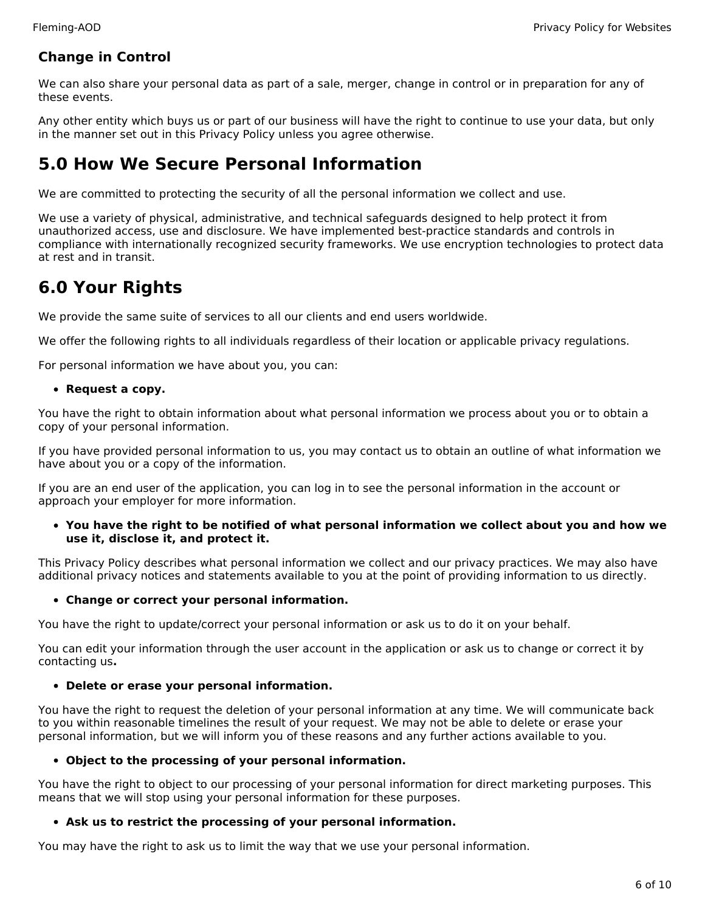### Change in Control

We can also share your personal data as part of a sale, merger, change in control or in preparation for any of these events.

Any other entity which buys us or part of our business will have the right to continue to use your data, but only in the manner set out in this Privacy Policy unless you agree otherwise.

## 5.0 How We Secure Personal Information

We are committed to protecting the security of all the personal information we collect and use.

We use a variety of physical, administrative, and technical safeguards designed to help protect it from unauthorized access, use and disclosure. We have implemented best-practice standards and controls in compliance with internationally recognized security frameworks. We use encryption technologies to protect data at rest and in transit.

## 6.0 Your Rights

We provide the same suite of services to all our clients and end users worldwide.

We offer the following rights to all individuals regardless of their location or applicable privacy regulations.

For personal information we have about you, you can:

- **Request a copy.**

You have the right to obtain information about what personal information we process about you or to obtain a copy of your personal information.

If you have provided personal information to us, you may contact us to obtain an outline of what information we have about you or a copy of the information.

If you are an end user of the application, you can log in to see the personal information in the account or approach your employer for more information.

- **You have the right to be notified of what personal information we collect about you and how we use it, disclose it, and protect it.**

This Privacy Policy describes what personal information we collect and our privacy practices. We may also have additional privacy notices and statements available to you at the point of providing information to us directly.

- **Change or correct your personal information.**

You have the right to update/correct your personal information or ask us to do it on your behalf.

You can edit your information through the user account in the application or ask us to change or correct it by contacting us**.**

- **Delete or erase your personal information.**

You have the right to request the deletion of your personal information at any time. We will communicate back to you within reasonable timelines the result of your request. We may not be able to delete or erase your personal information, but we will inform you of these reasons and any further actions available to you.

- **Object to the processing of your personal information.**

You have the right to object to our processing of your personal information for direct marketing purposes. This means that we will stop using your personal information for these purposes.

- **Ask us to restrict the processing of your personal information.**

You may have the right to ask us to limit the way that we use your personal information.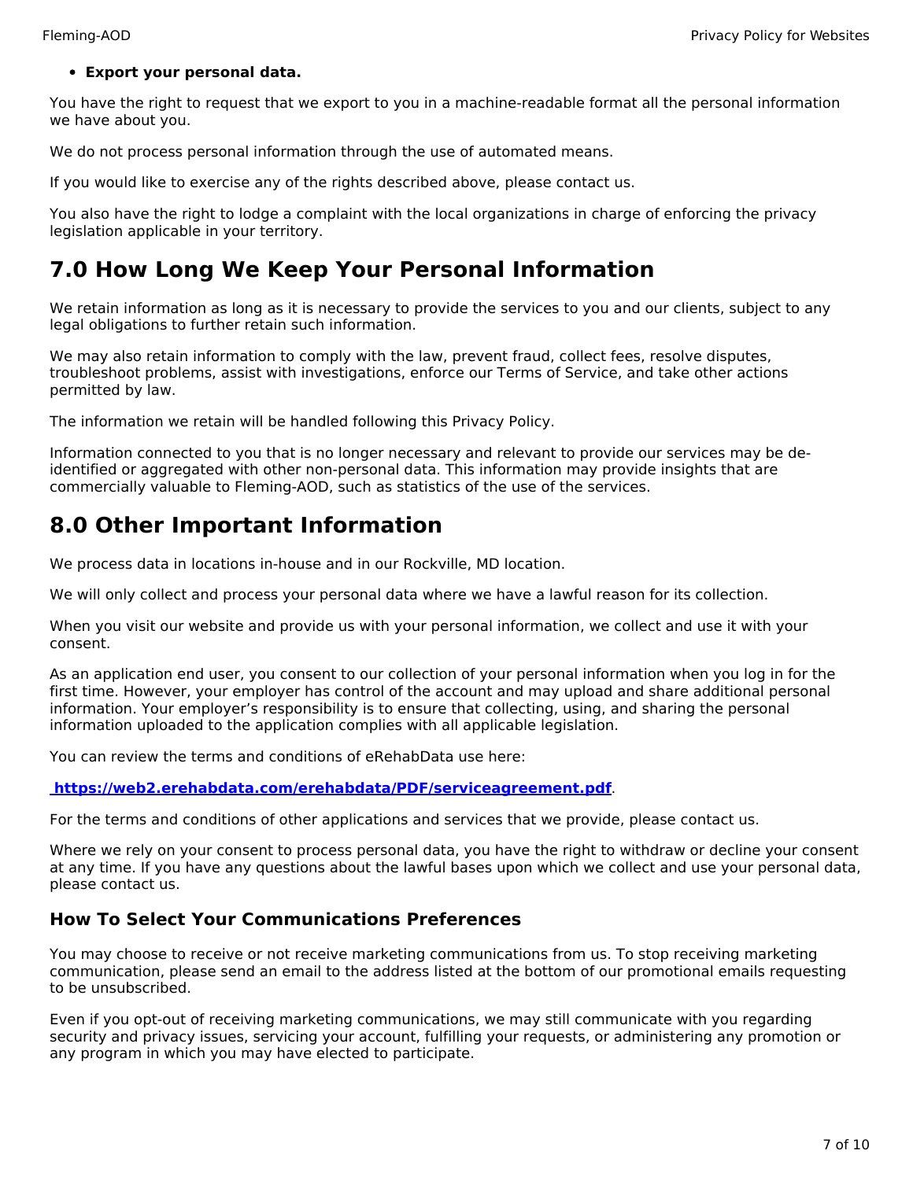- **Export your personal data.**

You have the right to request that we export to you in a machine-readable format all the personal information we have about you.

We do not process personal information through the use of automated means.

If you would like to exercise any of the rights described above, please contact us.

You also have the right to lodge a complaint with the local organizations in charge of enforcing the privacy legislation applicable in your territory.

# 7.0 How Long We Keep Your Personal Information

We retain information as long as it is necessary to provide the services to you and our clients, subject to any legal obligations to further retain such information.

We may also retain information to comply with the law, prevent fraud, collect fees, resolve disputes, troubleshoot problems, assist with investigations, enforce our Terms of Service, and take other actions permitted by law.

The information we retain will be handled following this Privacy Policy.

Information connected to you that is no longer necessary and relevant to provide our services may be de-identified or aggregated with other non-personal data. This information may provide insights that are commercially valuable to Fleming-AOD, such as statistics of the use of the services.

# 8.0 Other Important Information

We process data in locations in-house and in our Rockville, MD location.

We will only collect and process your personal data where we have a lawful reason for its collection.

When you visit our website and provide us with your personal information, we collect and use it with your consent.

As an application end user, you consent to our collection of your personal information when you log in for the first time. However, your employer has control of the account and may upload and share additional personal information. Your employer's responsibility is to ensure that collecting, using, and sharing the personal information uploaded to the application complies with all applicable legislation.

You can review the terms and conditions of eRehabData use here:

**https://web2.erehabdata.com/erehabdata/PDF/serviceagreement.pdf**.

For the terms and conditions of other applications and services that we provide, please contact us.

Where we rely on your consent to process personal data, you have the right to withdraw or decline your consent at any time. If you have any questions about the lawful bases upon which we collect and use your personal data, please contact us.

## How To Select Your Communications Preferences

You may choose to receive or not receive marketing communications from us. To stop receiving marketing communication, please send an email to the address listed at the bottom of our promotional emails requesting to be unsubscribed.

Even if you opt-out of receiving marketing communications, we may still communicate with you regarding security and privacy issues, servicing your account, fulfilling your requests, or administering any promotion or any program in which you may have elected to participate.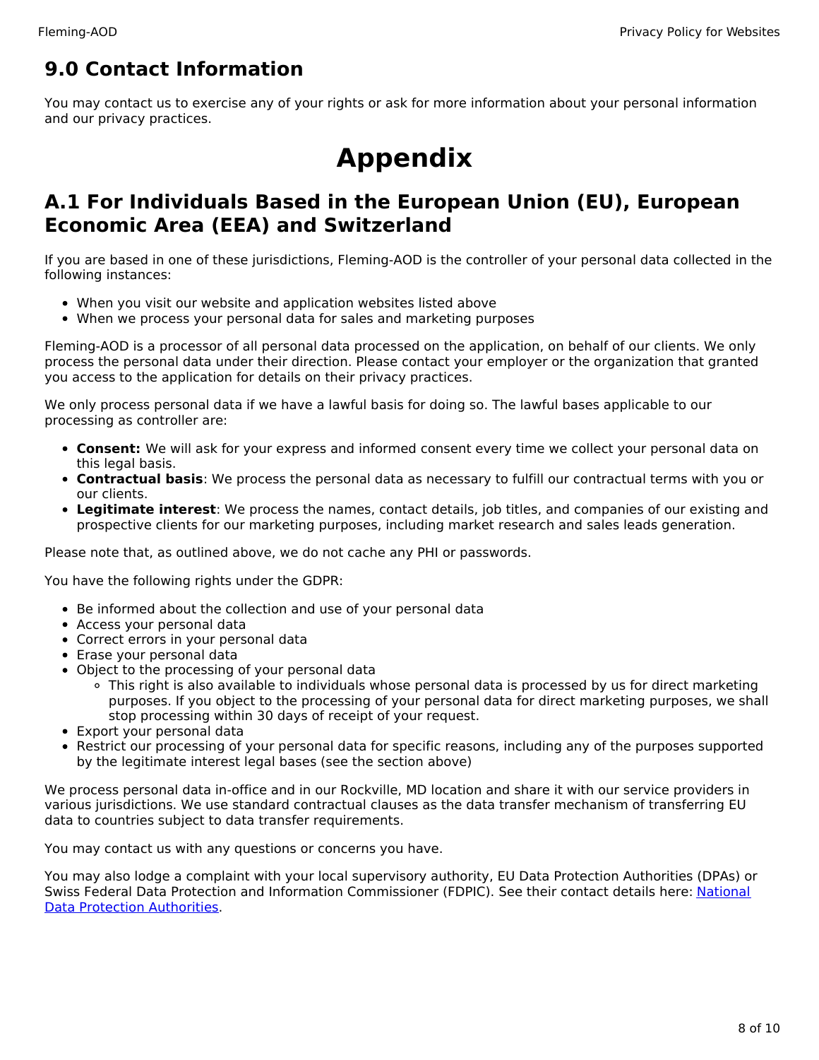## 9.0 Contact Information

You may contact us to exercise any of your rights or ask for more information about your personal information and our privacy practices.

# Appendix

## A.1 For Individuals Based in the European Union (EU), European Economic Area (EEA) and Switzerland

If you are based in one of these jurisdictions, Fleming-AOD is the controller of your personal data collected in the following instances:

- When you visit our website and application websites listed above
- When we process your personal data for sales and marketing purposes

Fleming-AOD is a processor of all personal data processed on the application, on behalf of our clients. We only process the personal data under their direction. Please contact your employer or the organization that granted you access to the application for details on their privacy practices.

We only process personal data if we have a lawful basis for doing so. The lawful bases applicable to our processing as controller are:

- **Consent:** We will ask for your express and informed consent every time we collect your personal data on this legal basis.
- **Contractual basis**: We process the personal data as necessary to fulfill our contractual terms with you or our clients.
- **Legitimate interest**: We process the names, contact details, job titles, and companies of our existing and prospective clients for our marketing purposes, including market research and sales leads generation.

Please note that, as outlined above, we do not cache any PHI or passwords.

You have the following rights under the GDPR:

- Be informed about the collection and use of your personal data
- Access your personal data
- Correct errors in your personal data
- Erase your personal data
- Object to the processing of your personal data
  - This right is also available to individuals whose personal data is processed by us for direct marketing purposes. If you object to the processing of your personal data for direct marketing purposes, we shall stop processing within 30 days of receipt of your request.
- Export your personal data
- Restrict our processing of your personal data for specific reasons, including any of the purposes supported by the legitimate interest legal bases (see the section above)

We process personal data in-office and in our Rockville, MD location and share it with our service providers in various jurisdictions. We use standard contractual clauses as the data transfer mechanism of transferring EU data to countries subject to data transfer requirements.

You may contact us with any questions or concerns you have.

You may also lodge a complaint with your local supervisory authority, EU Data Protection Authorities (DPAs) or Swiss Federal Data Protection and Information Commissioner (FDPIC). See their contact details here: National Data Protection Authorities.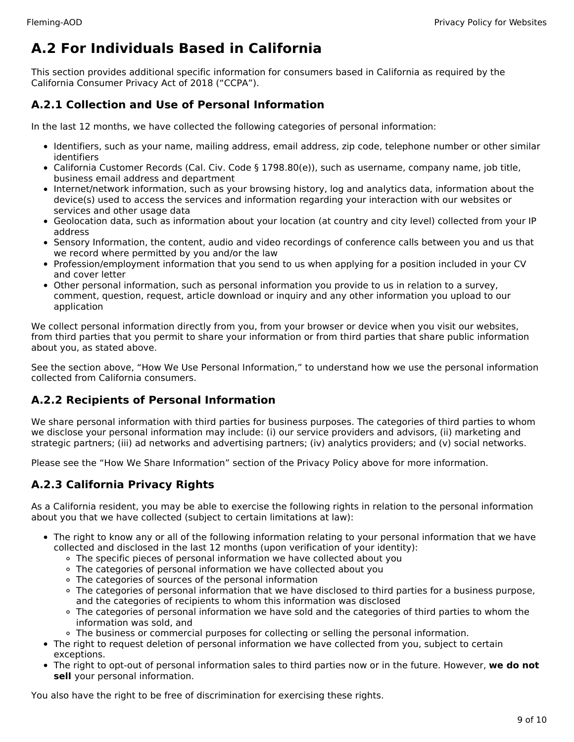## A.2 For Individuals Based in California

This section provides additional specific information for consumers based in California as required by the California Consumer Privacy Act of 2018 ("CCPA").

### A.2.1 Collection and Use of Personal Information

In the last 12 months, we have collected the following categories of personal information:

- Identifiers, such as your name, mailing address, email address, zip code, telephone number or other similar identifiers
- California Customer Records (Cal. Civ. Code § 1798.80(e)), such as username, company name, job title, business email address and department
- Internet/network information, such as your browsing history, log and analytics data, information about the device(s) used to access the services and information regarding your interaction with our websites or services and other usage data
- Geolocation data, such as information about your location (at country and city level) collected from your IP address
- Sensory Information, the content, audio and video recordings of conference calls between you and us that we record where permitted by you and/or the law
- Profession/employment information that you send to us when applying for a position included in your CV and cover letter
- Other personal information, such as personal information you provide to us in relation to a survey, comment, question, request, article download or inquiry and any other information you upload to our application

We collect personal information directly from you, from your browser or device when you visit our websites, from third parties that you permit to share your information or from third parties that share public information about you, as stated above.

See the section above, "How We Use Personal Information," to understand how we use the personal information collected from California consumers.

### A.2.2 Recipients of Personal Information

We share personal information with third parties for business purposes. The categories of third parties to whom we disclose your personal information may include: (i) our service providers and advisors, (ii) marketing and strategic partners; (iii) ad networks and advertising partners; (iv) analytics providers; and (v) social networks.

Please see the "How We Share Information" section of the Privacy Policy above for more information.

### A.2.3 California Privacy Rights

As a California resident, you may be able to exercise the following rights in relation to the personal information about you that we have collected (subject to certain limitations at law):

- The right to know any or all of the following information relating to your personal information that we have collected and disclosed in the last 12 months (upon verification of your identity):
  - The specific pieces of personal information we have collected about you
  - The categories of personal information we have collected about you
  - The categories of sources of the personal information
  - The categories of personal information that we have disclosed to third parties for a business purpose, and the categories of recipients to whom this information was disclosed
  - The categories of personal information we have sold and the categories of third parties to whom the information was sold, and
  - The business or commercial purposes for collecting or selling the personal information.
- The right to request deletion of personal information we have collected from you, subject to certain exceptions.
- The right to opt-out of personal information sales to third parties now or in the future. However, **we do not sell** your personal information.

You also have the right to be free of discrimination for exercising these rights.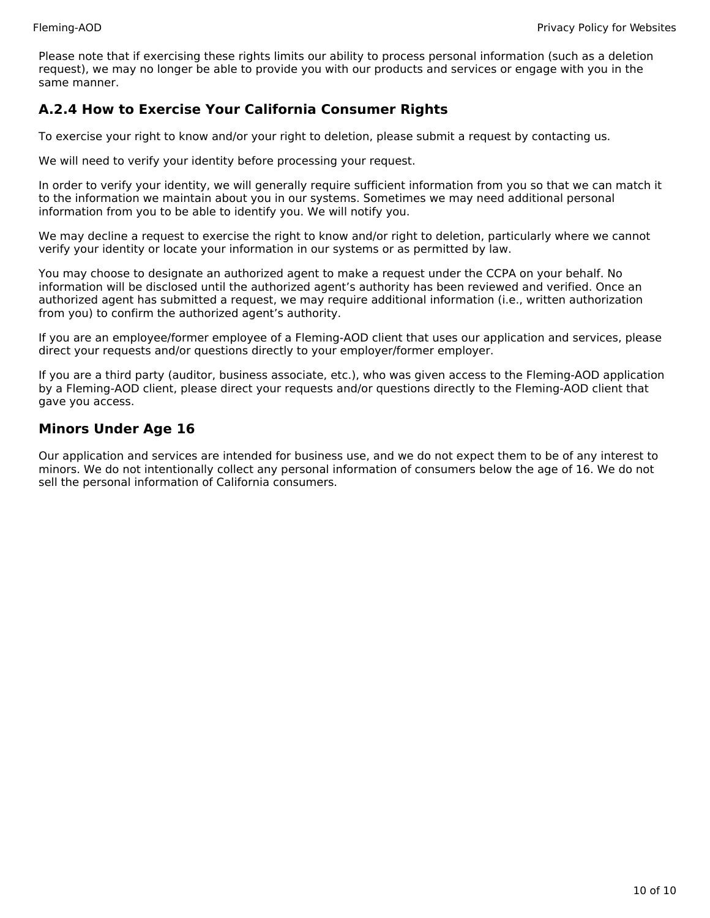Please note that if exercising these rights limits our ability to process personal information (such as a deletion request), we may no longer be able to provide you with our products and services or engage with you in the same manner.

### A.2.4 How to Exercise Your California Consumer Rights

To exercise your right to know and/or your right to deletion, please submit a request by contacting us.

We will need to verify your identity before processing your request.

In order to verify your identity, we will generally require sufficient information from you so that we can match it to the information we maintain about you in our systems. Sometimes we may need additional personal information from you to be able to identify you. We will notify you.

We may decline a request to exercise the right to know and/or right to deletion, particularly where we cannot verify your identity or locate your information in our systems or as permitted by law.

You may choose to designate an authorized agent to make a request under the CCPA on your behalf. No information will be disclosed until the authorized agent's authority has been reviewed and verified. Once an authorized agent has submitted a request, we may require additional information (i.e., written authorization from you) to confirm the authorized agent's authority.

If you are an employee/former employee of a Fleming-AOD client that uses our application and services, please direct your requests and/or questions directly to your employer/former employer.

If you are a third party (auditor, business associate, etc.), who was given access to the Fleming-AOD application by a Fleming-AOD client, please direct your requests and/or questions directly to the Fleming-AOD client that gave you access.

### Minors Under Age 16

Our application and services are intended for business use, and we do not expect them to be of any interest to minors. We do not intentionally collect any personal information of consumers below the age of 16. We do not sell the personal information of California consumers.